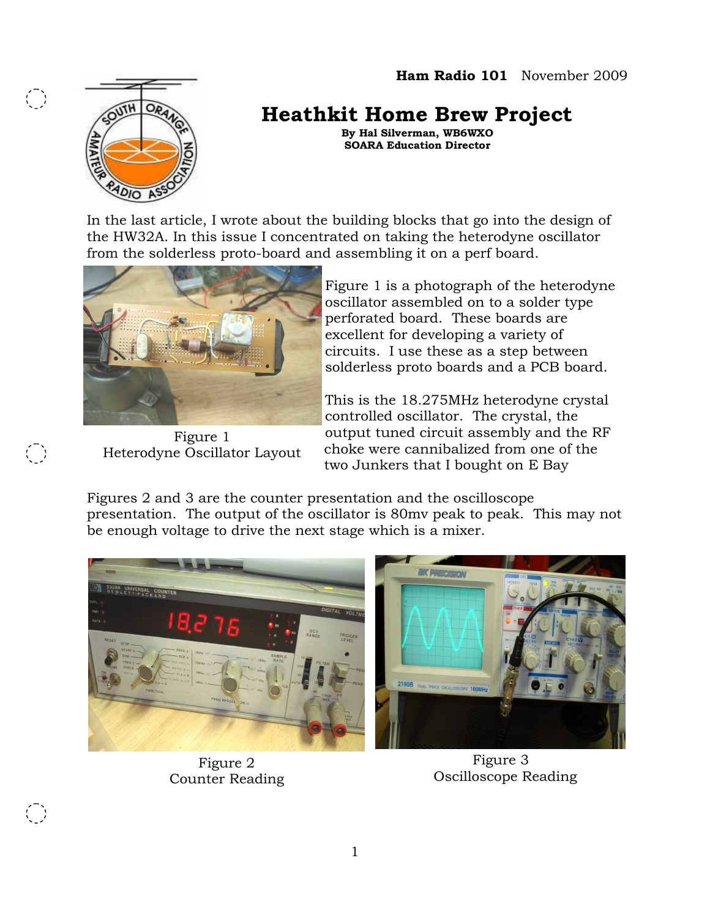**Ham Radio 101** November 2009

# Heathkit Home Brew Project

**By Hal Silverman, WB6WXO**
**SOARA Education Director**

In the last article, I wrote about the building blocks that go into the design of the HW32A. In this issue I concentrated on taking the heterodyne oscillator from the solderless proto-board and assembling it on a perf board.

Figure 1
Heterodyne Oscillator Layout

Figure 1 is a photograph of the heterodyne oscillator assembled on to a solder type perforated board. These boards are excellent for developing a variety of circuits. I use these as a step between solderless proto boards and a PCB board.

This is the 18.275MHz heterodyne crystal controlled oscillator. The crystal, the output tuned circuit assembly and the RF choke were cannibalized from one of the two Junkers that I bought on E Bay

Figures 2 and 3 are the counter presentation and the oscilloscope presentation. The output of the oscillator is 80mv peak to peak. This may not be enough voltage to drive the next stage which is a mixer.

Figure 2
Counter Reading

Figure 3
Oscilloscope Reading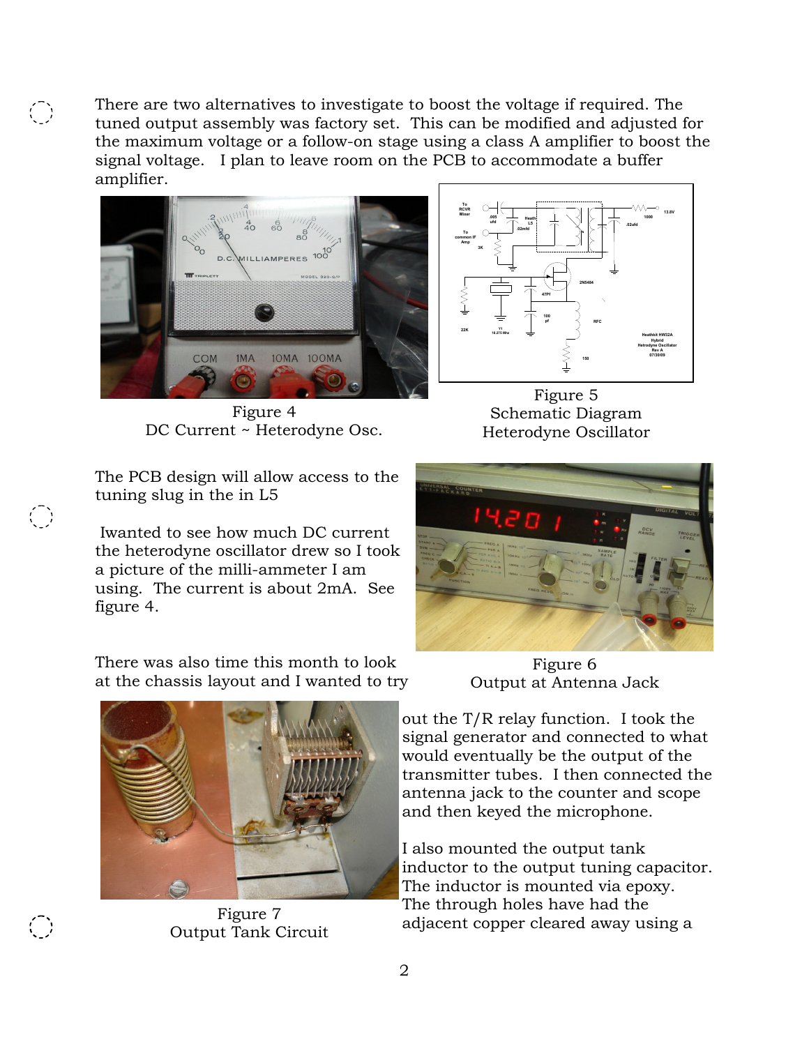There are two alternatives to investigate to boost the voltage if required. The tuned output assembly was factory set. This can be modified and adjusted for the maximum voltage or a follow-on stage using a class A amplifier to boost the signal voltage. I plan to leave room on the PCB to accommodate a buffer amplifier.

Figure 4
DC Current ~ Heterodyne Osc.

Figure 5
Schematic Diagram
Heterodyne Oscillator

The PCB design will allow access to the tuning slug in the in L5

Iwanted to see how much DC current the heterodyne oscillator drew so I took a picture of the milli-ammeter I am using. The current is about 2mA. See figure 4.

Figure 6
Output at Antenna Jack

There was also time this month to look at the chassis layout and I wanted to try out the T/R relay function. I took the signal generator and connected to what would eventually be the output of the transmitter tubes. I then connected the antenna jack to the counter and scope and then keyed the microphone.

Figure 7
Output Tank Circuit

I also mounted the output tank inductor to the output tuning capacitor. The inductor is mounted via epoxy. The through holes have had the adjacent copper cleared away using a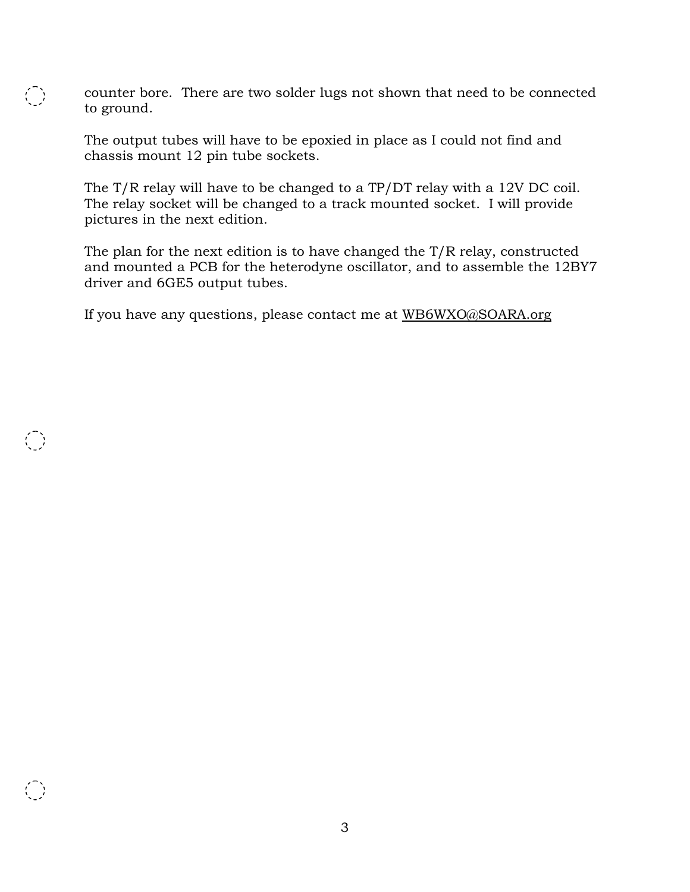counter bore. There are two solder lugs not shown that need to be connected to ground.

The output tubes will have to be epoxied in place as I could not find and chassis mount 12 pin tube sockets.

The T/R relay will have to be changed to a TP/DT relay with a 12V DC coil. The relay socket will be changed to a track mounted socket. I will provide pictures in the next edition.

The plan for the next edition is to have changed the T/R relay, constructed and mounted a PCB for the heterodyne oscillator, and to assemble the 12BY7 driver and 6GE5 output tubes.

If you have any questions, please contact me at WB6WXO@SOARA.org